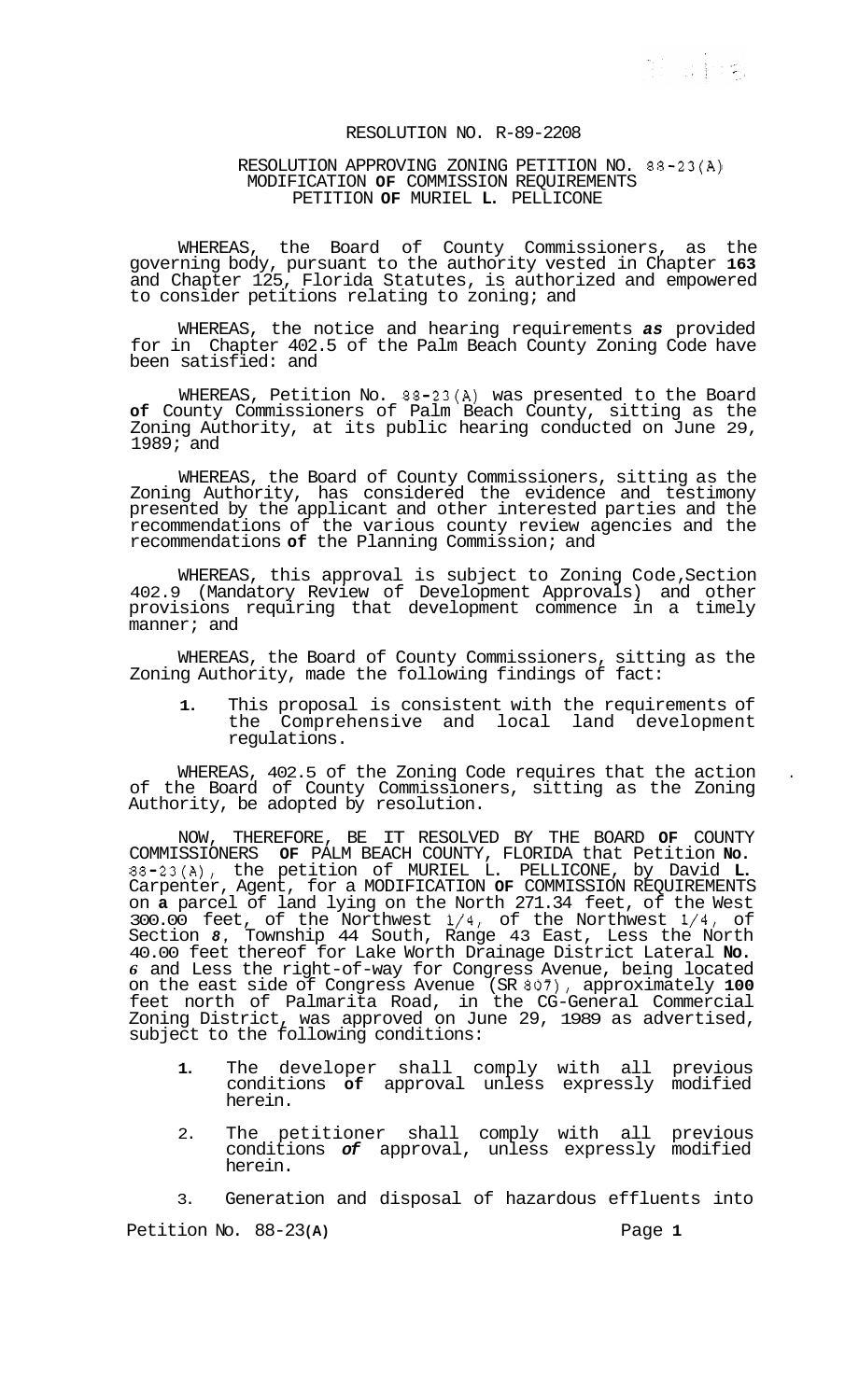# RESOLUTION NO. R-89-2208

## RESOLUTION APPROVING ZONING PETITION NO. 88-23(A) MODIFICATION OF COMMISSION REQUIREMENTS PETITION OF MURIEL L. PELLICONE

WHEREAS, the Board of County Commissioners, as the governing body, pursuant to the authority vested in Chapter 163 and Chapter 125, Florida Statutes, is authorized and empowered to consider petitions relating to zoning; and

WHEREAS, the notice and hearing requirements as provided for in Chapter 402.5 of the Palm Beach County Zoning Code have been satisfied: and

WHEREAS, Petition No. 88-23(A) was presented to the Board of County Commissioners of Palm Beach County, sitting as the Zoning Authority, at its public hearing conducted on June 29, 1989; and

WHEREAS, the Board of County Commissioners, sitting as the Zoning Authority, has considered the evidence and testimony presented by the applicant and other interested parties and the recommendations of the various county review agencies and the recommendations of the Planning Commission; and

WHEREAS, this approval is subject to Zoning Code,Section 402.9 (Mandatory Review of Development Approvals) and other provisions requiring that development commence in a timely manner; and

WHEREAS, the Board of County Commissioners, sitting as the Zoning Authority, made the following findings of fact:

1. This proposal is consistent with the requirements of the Comprehensive and local land development regulations.

WHEREAS, 402.5 of the Zoning Code requires that the action of the Board of County Commissioners, sitting as the Zoning Authority, be adopted by resolution.

NOW, THEREFORE, BE IT RESOLVED BY THE BOARD OF COUNTY COMMISSIONERS OF PALM BEACH COUNTY, FLORIDA that Petition No. 88-23(A), the petition of MURIEL L. PELLICONE, by David L. Carpenter, Agent, for a MODIFICATION OF COMMISSION REQUIREMENTS on a parcel of land lying on the North 271.34 feet, of the West 300.00 feet, of the Northwest 1/4, of the Northwest 1/4, of Section 8, Township 44 South, Range 43 East, Less the North 40.00 feet thereof for Lake Worth Drainage District Lateral No. 6 and Less the right-of-way for Congress Avenue, being located on the east side of Congress Avenue (SR 807), approximately 100 feet north of Palmarita Road, in the CG-General Commercial Zoning District, was approved on June 29, 1989 as advertised, subject to the following conditions:

1. The developer shall comply with all previous conditions of approval unless expressly modified herein.

2. The petitioner shall comply with all previous conditions of approval, unless expressly modified herein.

3. Generation and disposal of hazardous effluents into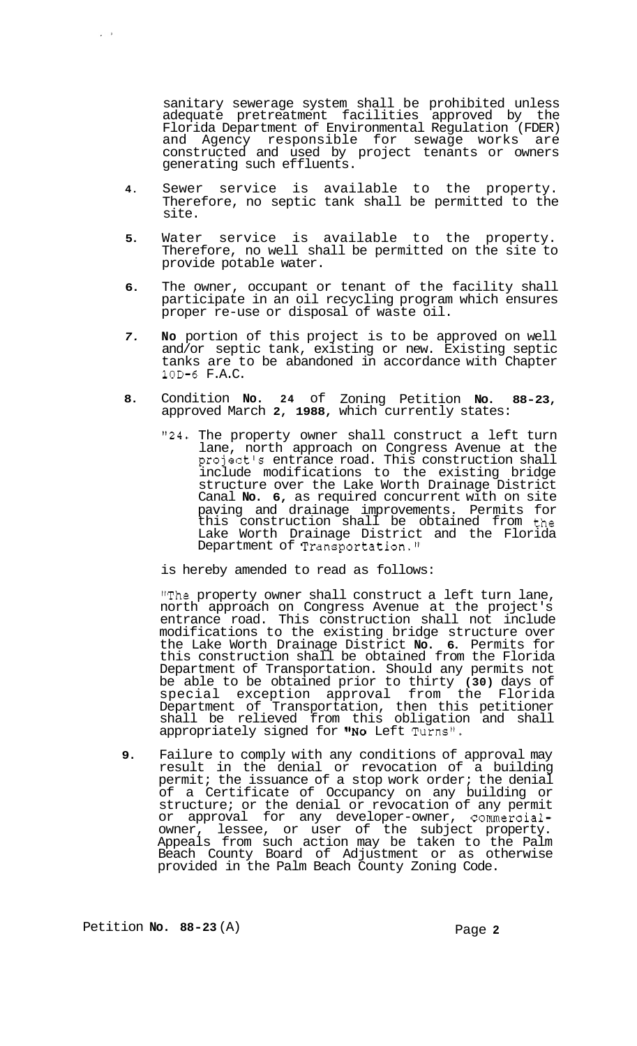sanitary sewerage system shall be prohibited unless adequate pretreatment facilities approved by the Florida Department of Environmental Regulation (FDER) and Agency responsible for sewage works are constructed and used by project tenants or owners generating such effluents.

4. Sewer service is available to the property. Therefore, no septic tank shall be permitted to the site.

5. Water service is available to the property. Therefore, no well shall be permitted on the site to provide potable water.

6. The owner, occupant or tenant of the facility shall participate in an oil recycling program which ensures proper re-use or disposal of waste oil.

7. **No** portion of this project is to be approved on well and/or septic tank, existing or new. Existing septic tanks are to be abandoned in accordance with Chapter 10D-6 F.A.C.

8. Condition **No. 24** of Zoning Petition **No. 88-23,** approved March **2, 1988,** which currently states:

   "24. The property owner shall construct a left turn lane, north approach on Congress Avenue at the project's entrance road. This construction shall include modifications to the existing bridge structure over the Lake Worth Drainage District Canal **No. 6,** as required concurrent with on site paving and drainage improvements. Permits for this construction shall be obtained from the Lake Worth Drainage District and the Florida Department of Transportation."

   is hereby amended to read as follows:

   "The property owner shall construct a left turn lane, north approach on Congress Avenue at the project's entrance road. This construction shall not include modifications to the existing bridge structure over the Lake Worth Drainage District **No. 6.** Permits for this construction shall be obtained from the Florida Department of Transportation. Should any permits not be able to be obtained prior to thirty **(30)** days of special exception approval from the Florida Department of Transportation, then this petitioner shall be relieved from this obligation and shall appropriately signed for "No Left Turns".

9. Failure to comply with any conditions of approval may result in the denial or revocation of a building permit; the issuance of a stop work order; the denial of a Certificate of Occupancy on any building or structure; or the denial or revocation of any permit or approval for any developer-owner, commercial-owner, lessee, or user of the subject property. Appeals from such action may be taken to the Palm Beach County Board of Adjustment or as otherwise provided in the Palm Beach County Zoning Code.

Petition **No. 88-23** (A)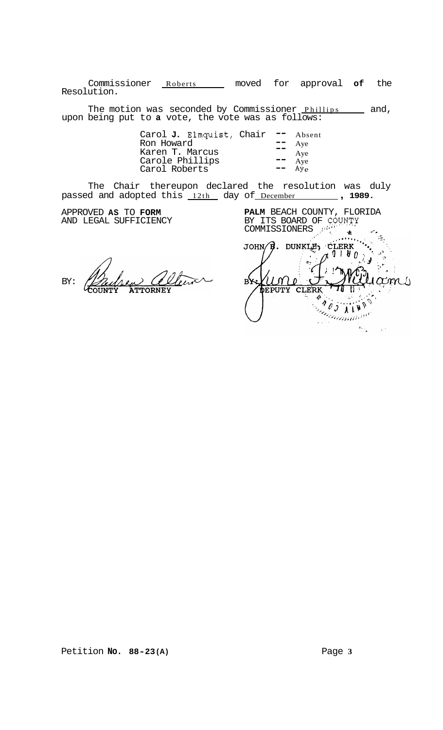Commissioner Roberts moved for approval **of** the Resolution.

The motion was seconded by Commissioner Phillips and, upon being put to **a** vote, the vote was as follows:

| | |
|---|---|
| Carol **J.** Elmquist, Chair | -- Absent |
| Ron Howard | -- Aye |
| Karen T. Marcus | -- Aye |
| Carole Phillips | -- Aye |
| Carol Roberts | -- Aye |

The Chair thereupon declared the resolution was duly passed and adopted this 12th day of December **, 1989.**

APPROVED **AS** TO **FORM**
AND LEGAL SUFFICIENCY

BY: COUNTY ATTORNEY

**PALM** BEACH COUNTY, FLORIDA
BY ITS BOARD OF COUNTY
COMMISSIONERS

JOHN B. DUNKLE, CLERK

BY: DEPUTY CLERK

Petition **No. 88-23(A)**